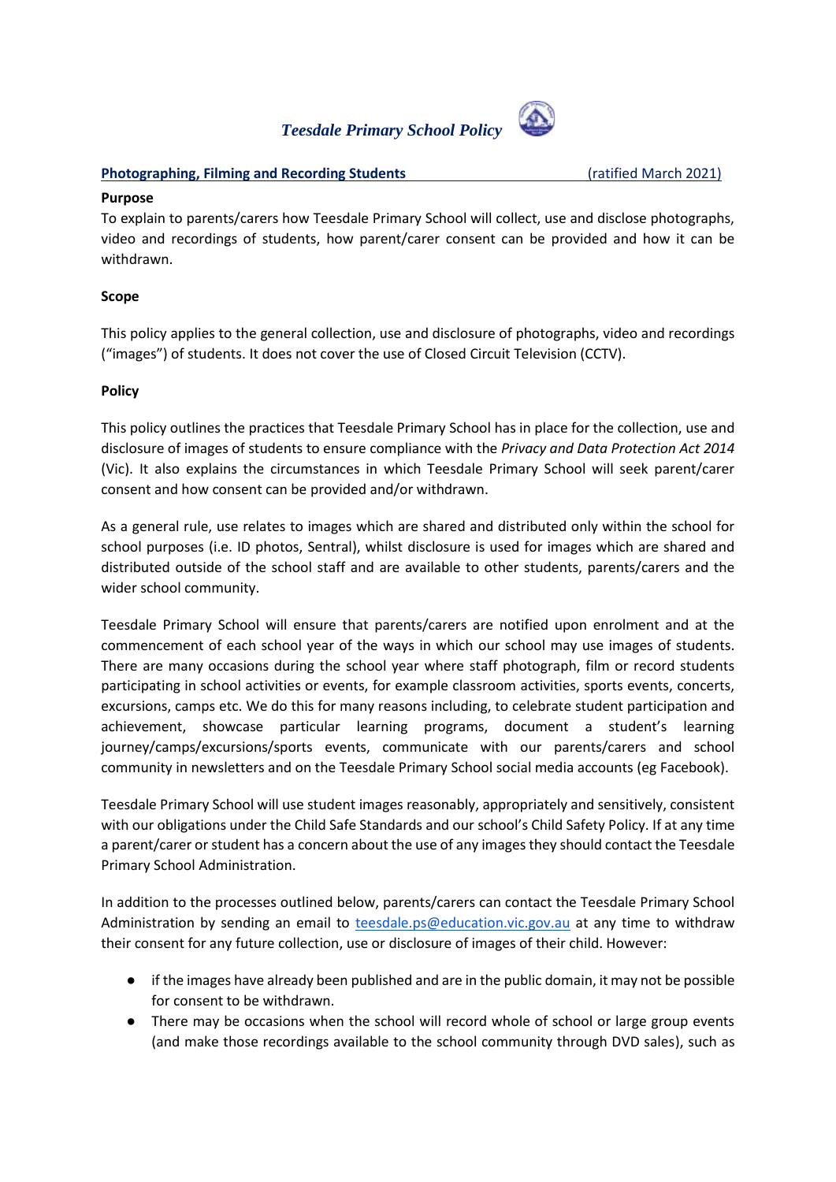# *Teesdale Primary School Policy*

**Photographing, Filming and Recording Students** (ratified March 2021)

**Purpose**

To explain to parents/carers how Teesdale Primary School will collect, use and disclose photographs, video and recordings of students, how parent/carer consent can be provided and how it can be withdrawn.

**Scope**

This policy applies to the general collection, use and disclosure of photographs, video and recordings ("images") of students. It does not cover the use of Closed Circuit Television (CCTV).

**Policy**

This policy outlines the practices that Teesdale Primary School has in place for the collection, use and disclosure of images of students to ensure compliance with the *Privacy and Data Protection Act 2014* (Vic). It also explains the circumstances in which Teesdale Primary School will seek parent/carer consent and how consent can be provided and/or withdrawn.

As a general rule, use relates to images which are shared and distributed only within the school for school purposes (i.e. ID photos, Sentral), whilst disclosure is used for images which are shared and distributed outside of the school staff and are available to other students, parents/carers and the wider school community.

Teesdale Primary School will ensure that parents/carers are notified upon enrolment and at the commencement of each school year of the ways in which our school may use images of students. There are many occasions during the school year where staff photograph, film or record students participating in school activities or events, for example classroom activities, sports events, concerts, excursions, camps etc. We do this for many reasons including, to celebrate student participation and achievement, showcase particular learning programs, document a student's learning journey/camps/excursions/sports events, communicate with our parents/carers and school community in newsletters and on the Teesdale Primary School social media accounts (eg Facebook).

Teesdale Primary School will use student images reasonably, appropriately and sensitively, consistent with our obligations under the Child Safe Standards and our school's Child Safety Policy. If at any time a parent/carer or student has a concern about the use of any images they should contact the Teesdale Primary School Administration.

In addition to the processes outlined below, parents/carers can contact the Teesdale Primary School Administration by sending an email to teesdale.ps@education.vic.gov.au at any time to withdraw their consent for any future collection, use or disclosure of images of their child. However:

- if the images have already been published and are in the public domain, it may not be possible for consent to be withdrawn.
- There may be occasions when the school will record whole of school or large group events (and make those recordings available to the school community through DVD sales), such as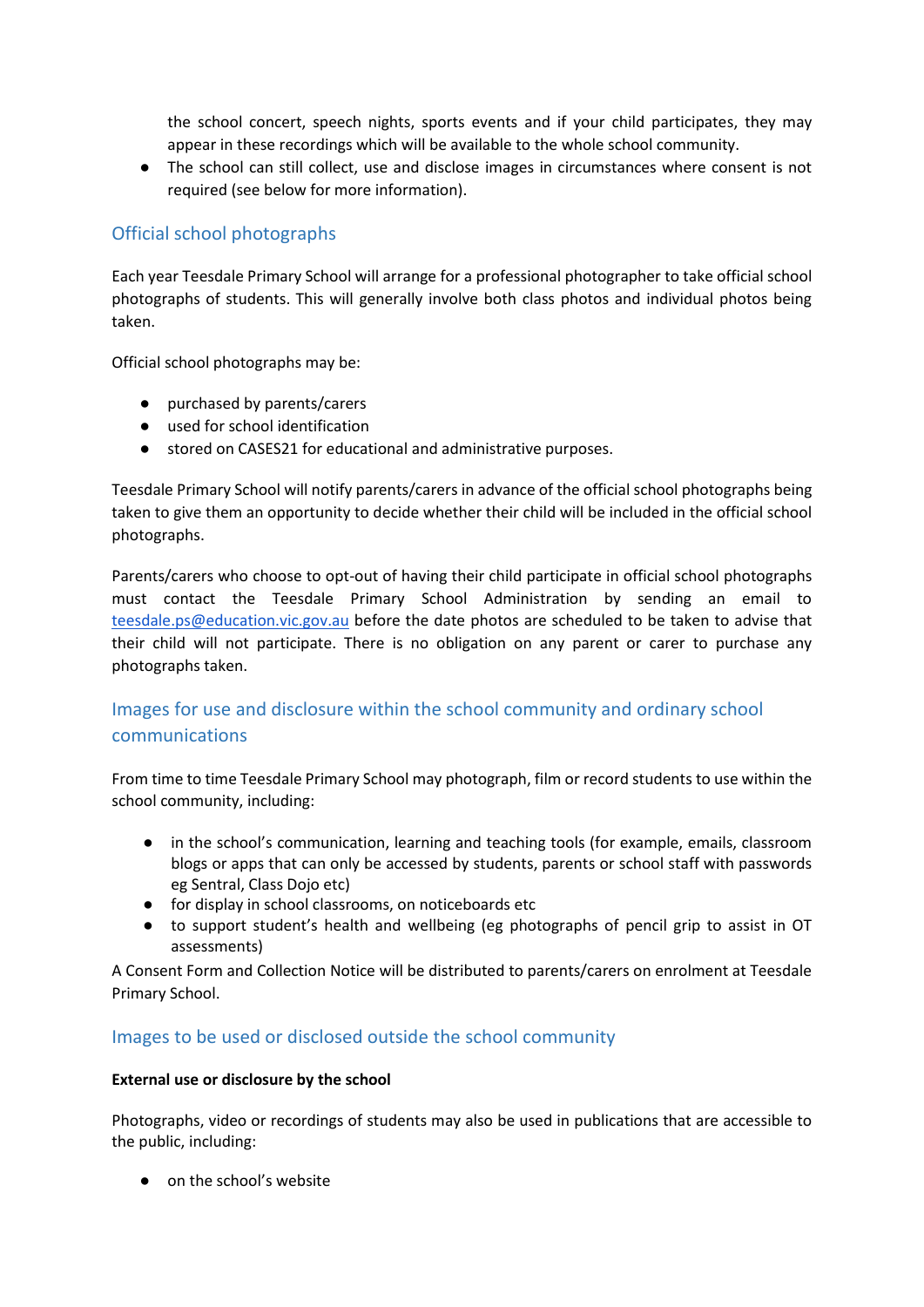the school concert, speech nights, sports events and if your child participates, they may appear in these recordings which will be available to the whole school community.

- The school can still collect, use and disclose images in circumstances where consent is not required (see below for more information).

## Official school photographs

Each year Teesdale Primary School will arrange for a professional photographer to take official school photographs of students. This will generally involve both class photos and individual photos being taken.

Official school photographs may be:

- purchased by parents/carers
- used for school identification
- stored on CASES21 for educational and administrative purposes.

Teesdale Primary School will notify parents/carers in advance of the official school photographs being taken to give them an opportunity to decide whether their child will be included in the official school photographs.

Parents/carers who choose to opt-out of having their child participate in official school photographs must contact the Teesdale Primary School Administration by sending an email to teesdale.ps@education.vic.gov.au before the date photos are scheduled to be taken to advise that their child will not participate. There is no obligation on any parent or carer to purchase any photographs taken.

## Images for use and disclosure within the school community and ordinary school communications

From time to time Teesdale Primary School may photograph, film or record students to use within the school community, including:

- in the school's communication, learning and teaching tools (for example, emails, classroom blogs or apps that can only be accessed by students, parents or school staff with passwords eg Sentral, Class Dojo etc)
- for display in school classrooms, on noticeboards etc
- to support student's health and wellbeing (eg photographs of pencil grip to assist in OT assessments)

A Consent Form and Collection Notice will be distributed to parents/carers on enrolment at Teesdale Primary School.

## Images to be used or disclosed outside the school community

**External use or disclosure by the school**

Photographs, video or recordings of students may also be used in publications that are accessible to the public, including:

- on the school's website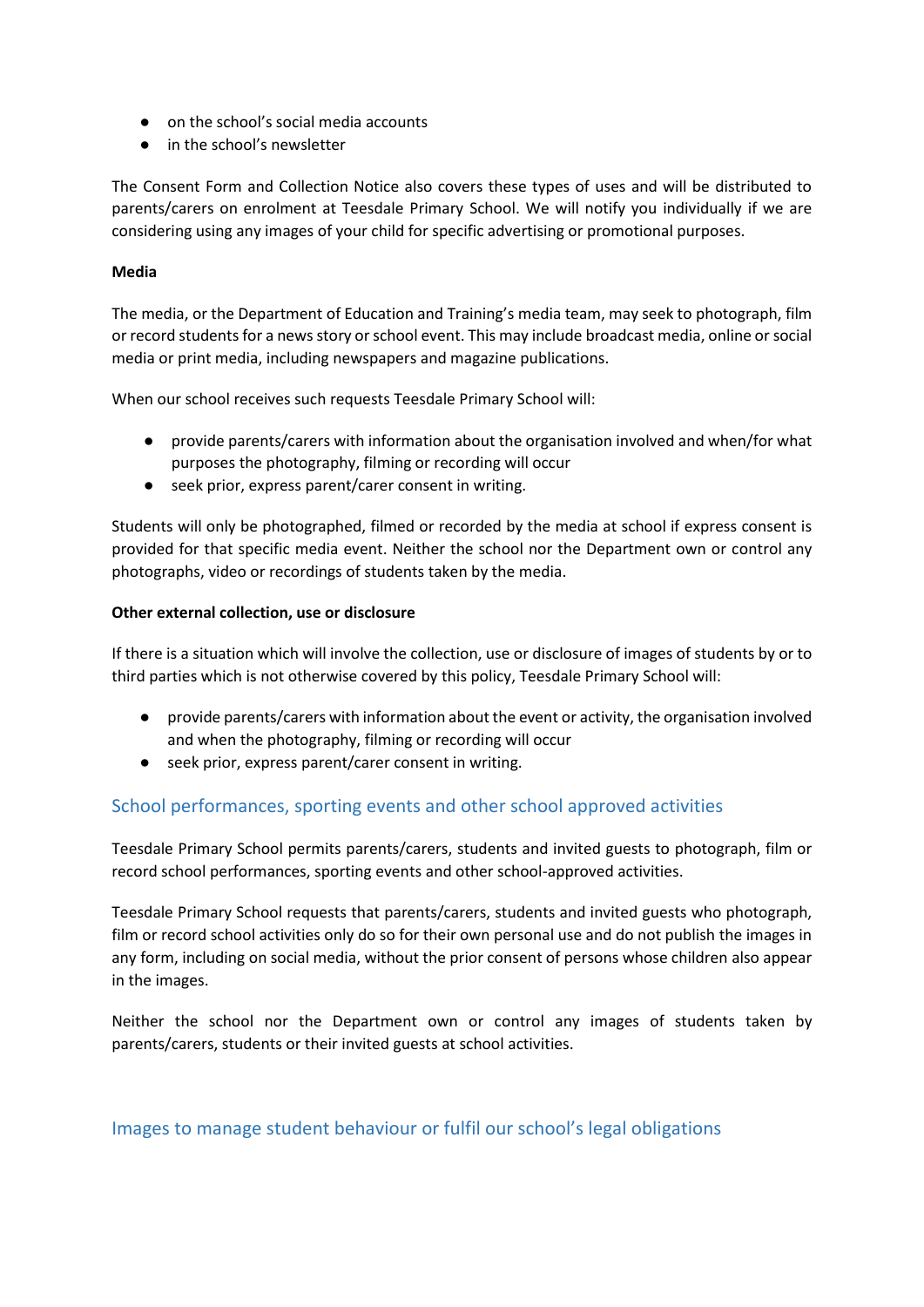- on the school's social media accounts
- in the school's newsletter

The Consent Form and Collection Notice also covers these types of uses and will be distributed to parents/carers on enrolment at Teesdale Primary School. We will notify you individually if we are considering using any images of your child for specific advertising or promotional purposes.

**Media**

The media, or the Department of Education and Training's media team, may seek to photograph, film or record students for a news story or school event. This may include broadcast media, online or social media or print media, including newspapers and magazine publications.

When our school receives such requests Teesdale Primary School will:

- provide parents/carers with information about the organisation involved and when/for what purposes the photography, filming or recording will occur
- seek prior, express parent/carer consent in writing.

Students will only be photographed, filmed or recorded by the media at school if express consent is provided for that specific media event. Neither the school nor the Department own or control any photographs, video or recordings of students taken by the media.

**Other external collection, use or disclosure**

If there is a situation which will involve the collection, use or disclosure of images of students by or to third parties which is not otherwise covered by this policy, Teesdale Primary School will:

- provide parents/carers with information about the event or activity, the organisation involved and when the photography, filming or recording will occur
- seek prior, express parent/carer consent in writing.

## School performances, sporting events and other school approved activities

Teesdale Primary School permits parents/carers, students and invited guests to photograph, film or record school performances, sporting events and other school-approved activities.

Teesdale Primary School requests that parents/carers, students and invited guests who photograph, film or record school activities only do so for their own personal use and do not publish the images in any form, including on social media, without the prior consent of persons whose children also appear in the images.

Neither the school nor the Department own or control any images of students taken by parents/carers, students or their invited guests at school activities.

## Images to manage student behaviour or fulfil our school's legal obligations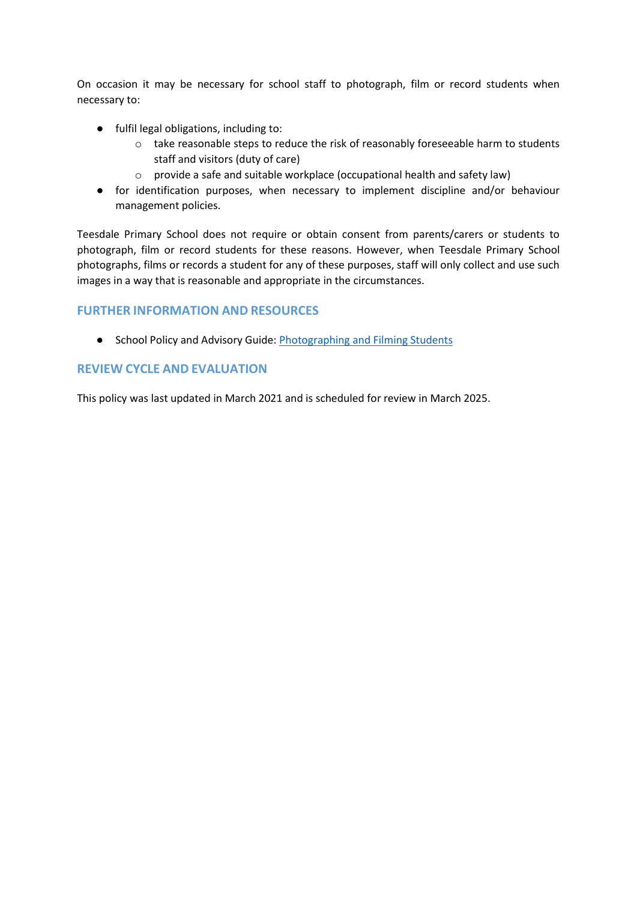On occasion it may be necessary for school staff to photograph, film or record students when necessary to:

- fulfil legal obligations, including to:
  - take reasonable steps to reduce the risk of reasonably foreseeable harm to students staff and visitors (duty of care)
  - provide a safe and suitable workplace (occupational health and safety law)
- for identification purposes, when necessary to implement discipline and/or behaviour management policies.

Teesdale Primary School does not require or obtain consent from parents/carers or students to photograph, film or record students for these reasons. However, when Teesdale Primary School photographs, films or records a student for any of these purposes, staff will only collect and use such images in a way that is reasonable and appropriate in the circumstances.

## FURTHER INFORMATION AND RESOURCES

- School Policy and Advisory Guide: Photographing and Filming Students

## REVIEW CYCLE AND EVALUATION

This policy was last updated in March 2021 and is scheduled for review in March 2025.